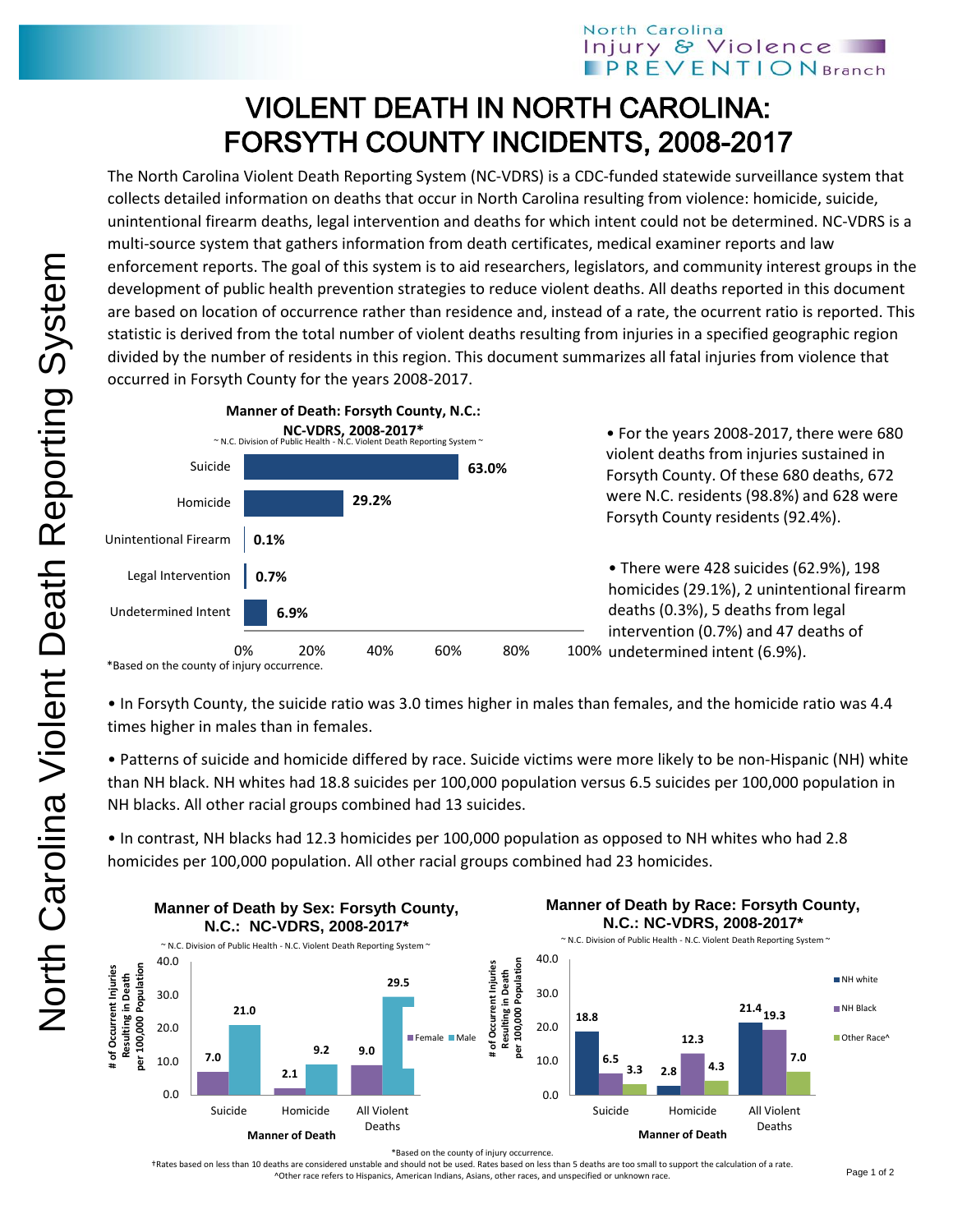# VIOLENT DEATH IN NORTH CAROLINA: FORSYTH COUNTY INCIDENTS, 2008-2017

The North Carolina Violent Death Reporting System (NC-VDRS) is a CDC-funded statewide surveillance system that collects detailed information on deaths that occur in North Carolina resulting from violence: homicide, suicide, unintentional firearm deaths, legal intervention and deaths for which intent could not be determined. NC-VDRS is a multi-source system that gathers information from death certificates, medical examiner reports and law enforcement reports. The goal of this system is to aid researchers, legislators, and community interest groups in the development of public health prevention strategies to reduce violent deaths. All deaths reported in this document are based on location of occurrence rather than residence and, instead of a rate, the ocurrent ratio is reported. This statistic is derived from the total number of violent deaths resulting from injuries in a specified geographic region divided by the number of residents in this region. This document summarizes all fatal injuries from violence that occurred in Forsyth County for the years 2008-2017.

**Manner of Death: Forsyth County, N.C.: NC-VDRS, 2008-2017***

~ N.C. Division of Public Health - N.C. Violent Death Reporting System ~

| Manner of Death | Percent |
|---|---|
| Suicide | 63.0% |
| Homicide | 29.2% |
| Unintentional Firearm | 0.1% |
| Legal Intervention | 0.7% |
| Undetermined Intent | 6.9% |

*Based on the county of injury occurrence.

- For the years 2008-2017, there were 680 violent deaths from injuries sustained in Forsyth County. Of these 680 deaths, 672 were N.C. residents (98.8%) and 628 were Forsyth County residents (92.4%).
- There were 428 suicides (62.9%), 198 homicides (29.1%), 2 unintentional firearm deaths (0.3%), 5 deaths from legal intervention (0.7%) and 47 deaths of undetermined intent (6.9%).
- In Forsyth County, the suicide ratio was 3.0 times higher in males than females, and the homicide ratio was 4.4 times higher in males than in females.
- Patterns of suicide and homicide differed by race. Suicide victims were more likely to be non-Hispanic (NH) white than NH black. NH whites had 18.8 suicides per 100,000 population versus 6.5 suicides per 100,000 population in NH blacks. All other racial groups combined had 13 suicides.
- In contrast, NH blacks had 12.3 homicides per 100,000 population as opposed to NH whites who had 2.8 homicides per 100,000 population. All other racial groups combined had 23 homicides.

**Manner of Death by Sex: Forsyth County, N.C.: NC-VDRS, 2008-2017***

~ N.C. Division of Public Health - N.C. Violent Death Reporting System ~

# of Occurrent Injuries Resulting in Death per 100,000 Population

| Manner of Death | Female | Male |
|---|---|---|
| Suicide | 7.0 | 21.0 |
| Homicide | 2.1 | 9.2 |
| All Violent Deaths | 9.0 | 29.5 |

**Manner of Death by Race: Forsyth County, N.C.: NC-VDRS, 2008-2017***

~ N.C. Division of Public Health - N.C. Violent Death Reporting System ~

# of Occurrent Injuries Resulting in Death per 100,000 Population

| Manner of Death | NH white | NH Black | Other Race^ |
|---|---|---|---|
| Suicide | 18.8 | 6.5 | 3.3 |
| Homicide | 2.8 | 12.3 | 4.3 |
| All Violent Deaths | 21.4 | 19.3 | 7.0 |

*Based on the county of injury occurrence.

†Rates based on less than 10 deaths are considered unstable and should not be used. Rates based on less than 5 deaths are too small to support the calculation of a rate.

^Other race refers to Hispanics, American Indians, Asians, other races, and unspecified or unknown race.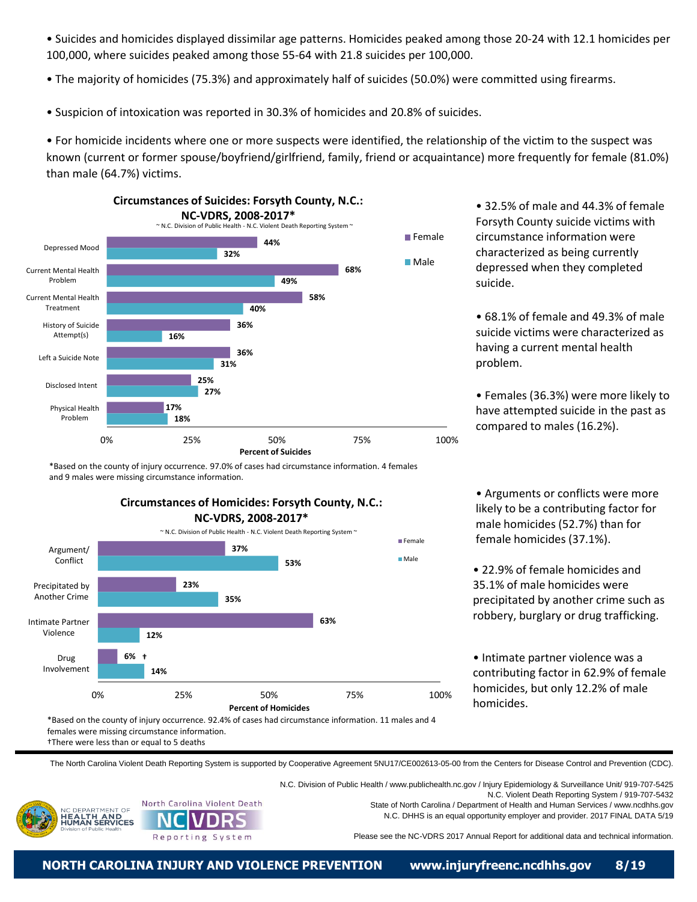- Suicides and homicides displayed dissimilar age patterns. Homicides peaked among those 20-24 with 12.1 homicides per 100,000, where suicides peaked among those 55-64 with 21.8 suicides per 100,000.
- The majority of homicides (75.3%) and approximately half of suicides (50.0%) were committed using firearms.
- Suspicion of intoxication was reported in 30.3% of homicides and 20.8% of suicides.
- For homicide incidents where one or more suspects were identified, the relationship of the victim to the suspect was known (current or former spouse/boyfriend/girlfriend, family, friend or acquaintance) more frequently for female (81.0%) than male (64.7%) victims.

**Circumstances of Suicides: Forsyth County, N.C.: NC-VDRS, 2008-2017***

~ N.C. Division of Public Health - N.C. Violent Death Reporting System ~

Female
Male

Depressed Mood 44% 32%
Current Mental Health Problem 68% 49%
Current Mental Health Treatment 58% 40%
History of Suicide Attempt(s) 36% 16%
Left a Suicide Note 36% 31%
Disclosed Intent 25% 27%
Physical Health Problem 17% 18%

0% 25% 50% 75% 100%
Percent of Suicides

*Based on the county of injury occurrence. 97.0% of cases had circumstance information. 4 females and 9 males were missing circumstance information.

- 32.5% of male and 44.3% of female Forsyth County suicide victims with circumstance information were characterized as being currently depressed when they completed suicide.
- 68.1% of female and 49.3% of male suicide victims were characterized as having a current mental health problem.
- Females (36.3%) were more likely to have attempted suicide in the past as compared to males (16.2%).

**Circumstances of Homicides: Forsyth County, N.C.: NC-VDRS, 2008-2017***

~ N.C. Division of Public Health - N.C. Violent Death Reporting System ~

Female
Male

Argument/ Conflict 37% 53%
Precipitated by Another Crime 23% 35%
Intimate Partner Violence 63% 12%
Drug Involvement 6% † 14%

0% 25% 50% 75% 100%
Percent of Homicides

*Based on the county of injury occurrence. 92.4% of cases had circumstance information. 11 males and 4 females were missing circumstance information.
†There were less than or equal to 5 deaths

- Arguments or conflicts were more likely to be a contributing factor for male homicides (52.7%) than for female homicides (37.1%).
- 22.9% of female homicides and 35.1% of male homicides were precipitated by another crime such as robbery, burglary or drug trafficking.
- Intimate partner violence was a contributing factor in 62.9% of female homicides, but only 12.2% of male homicides.

The North Carolina Violent Death Reporting System is supported by Cooperative Agreement 5NU17/CE002613-05-00 from the Centers for Disease Control and Prevention (CDC).

N.C. Division of Public Health / www.publichealth.nc.gov / Injury Epidemiology & Surveillance Unit/ 919-707-5425
N.C. Violent Death Reporting System / 919-707-5432
State of North Carolina / Department of Health and Human Services / www.ncdhhs.gov
N.C. DHHS is an equal opportunity employer and provider. 2017 FINAL DATA 5/19

Please see the NC-VDRS 2017 Annual Report for additional data and technical information.

NORTH CAROLINA INJURY AND VIOLENCE PREVENTION www.injuryfreenc.ncdhhs.gov